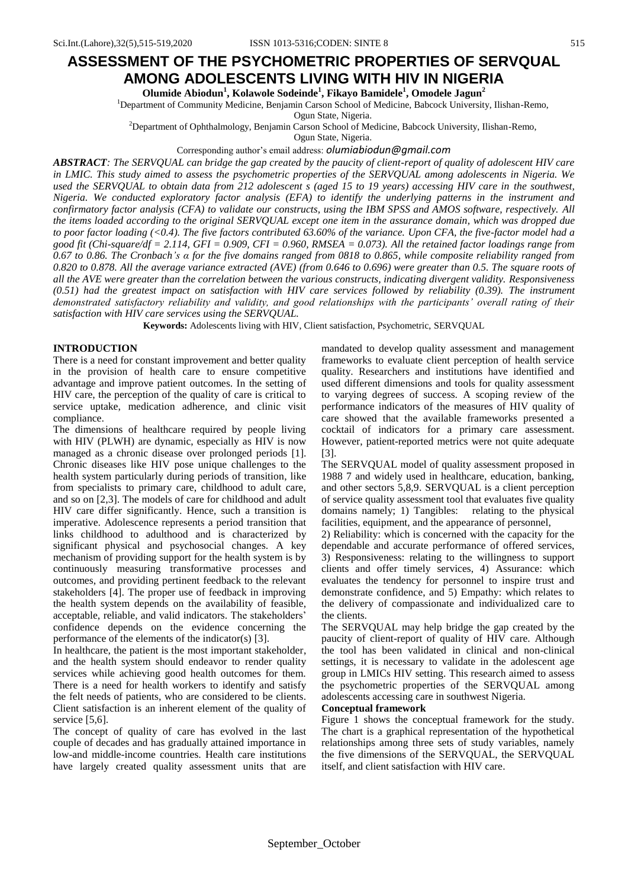# ASSESSMENT OF THE PSYCHOMETRIC PROPERTIES OF SERVQUAL AMONG ADOLESCENTS LIVING WITH HIV IN NIGERIA

**Olumide Abiodun[1], Kolawole Sodeinde[1], Fikayo Bamidele[1], Omodele Jagun[2]**

[1]Department of Community Medicine, Benjamin Carson School of Medicine, Babcock University, Ilishan-Remo, Ogun State, Nigeria.

[2]Department of Ophthalmology, Benjamin Carson School of Medicine, Babcock University, Ilishan-Remo, Ogun State, Nigeria.

Corresponding author's email address: *olumiabiodun@gmail.com*

***ABSTRACT**: The SERVQUAL can bridge the gap created by the paucity of client-report of quality of adolescent HIV care in LMIC. This study aimed to assess the psychometric properties of the SERVQUAL among adolescents in Nigeria. We used the SERVQUAL to obtain data from 212 adolescent s (aged 15 to 19 years) accessing HIV care in the southwest, Nigeria. We conducted exploratory factor analysis (EFA) to identify the underlying patterns in the instrument and confirmatory factor analysis (CFA) to validate our constructs, using the IBM SPSS and AMOS software, respectively. All the items loaded according to the original SERVQUAL except one item in the assurance domain, which was dropped due to poor factor loading (<0.4). The five factors contributed 63.60% of the variance. Upon CFA, the five-factor model had a good fit (Chi-square/df = 2.114, GFI = 0.909, CFI = 0.960, RMSEA = 0.073). All the retained factor loadings range from 0.67 to 0.86. The Cronbach's α for the five domains ranged from 0818 to 0.865, while composite reliability ranged from 0.820 to 0.878. All the average variance extracted (AVE) (from 0.646 to 0.696) were greater than 0.5. The square roots of all the AVE were greater than the correlation between the various constructs, indicating divergent validity. Responsiveness (0.51) had the greatest impact on satisfaction with HIV care services followed by reliability (0.39). The instrument demonstrated satisfactory reliability and validity, and good relationships with the participants' overall rating of their satisfaction with HIV care services using the SERVQUAL.*

**Keywords:** Adolescents living with HIV, Client satisfaction, Psychometric, SERVQUAL

## INTRODUCTION

There is a need for constant improvement and better quality in the provision of health care to ensure competitive advantage and improve patient outcomes. In the setting of HIV care, the perception of the quality of care is critical to service uptake, medication adherence, and clinic visit compliance.

The dimensions of healthcare required by people living with HIV (PLWH) are dynamic, especially as HIV is now managed as a chronic disease over prolonged periods [1]. Chronic diseases like HIV pose unique challenges to the health system particularly during periods of transition, like from specialists to primary care, childhood to adult care, and so on [2,3]. The models of care for childhood and adult HIV care differ significantly. Hence, such a transition is imperative. Adolescence represents a period transition that links childhood to adulthood and is characterized by significant physical and psychosocial changes. A key mechanism of providing support for the health system is by continuously measuring transformative processes and outcomes, and providing pertinent feedback to the relevant stakeholders [4]. The proper use of feedback in improving the health system depends on the availability of feasible, acceptable, reliable, and valid indicators. The stakeholders' confidence depends on the evidence concerning the performance of the elements of the indicator(s) [3].

In healthcare, the patient is the most important stakeholder, and the health system should endeavor to render quality services while achieving good health outcomes for them. There is a need for health workers to identify and satisfy the felt needs of patients, who are considered to be clients. Client satisfaction is an inherent element of the quality of service [5,6].

The concept of quality of care has evolved in the last couple of decades and has gradually attained importance in low-and middle-income countries. Health care institutions have largely created quality assessment units that are mandated to develop quality assessment and management frameworks to evaluate client perception of health service quality. Researchers and institutions have identified and used different dimensions and tools for quality assessment to varying degrees of success. A scoping review of the performance indicators of the measures of HIV quality of care showed that the available frameworks presented a cocktail of indicators for a primary care assessment. However, patient-reported metrics were not quite adequate [3].

The SERVQUAL model of quality assessment proposed in 1988 7 and widely used in healthcare, education, banking, and other sectors 5,8,9. SERVQUAL is a client perception of service quality assessment tool that evaluates five quality domains namely; 1) Tangibles: relating to the physical facilities, equipment, and the appearance of personnel, 2) Reliability: which is concerned with the capacity for the dependable and accurate performance of offered services, 3) Responsiveness: relating to the willingness to support clients and offer timely services, 4) Assurance: which evaluates the tendency for personnel to inspire trust and demonstrate confidence, and 5) Empathy: which relates to the delivery of compassionate and individualized care to the clients.

The SERVQUAL may help bridge the gap created by the paucity of client-report of quality of HIV care. Although the tool has been validated in clinical and non-clinical settings, it is necessary to validate in the adolescent age group in LMICs HIV setting. This research aimed to assess the psychometric properties of the SERVQUAL among adolescents accessing care in southwest Nigeria.

### Conceptual framework

Figure 1 shows the conceptual framework for the study. The chart is a graphical representation of the hypothetical relationships among three sets of study variables, namely the five dimensions of the SERVQUAL, the SERVQUAL itself, and client satisfaction with HIV care.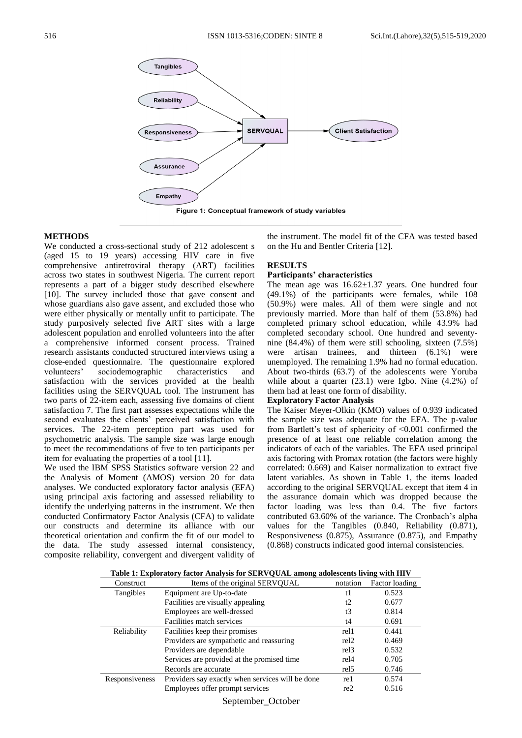Figure 1: Conceptual framework of study variables

## METHODS

We conducted a cross-sectional study of 212 adolescent s (aged 15 to 19 years) accessing HIV care in five comprehensive antiretroviral therapy (ART) facilities across two states in southwest Nigeria. The current report represents a part of a bigger study described elsewhere [10]. The survey included those that gave consent and whose guardians also gave assent, and excluded those who were either physically or mentally unfit to participate. The study purposively selected five ART sites with a large adolescent population and enrolled volunteers into the after a comprehensive informed consent process. Trained research assistants conducted structured interviews using a close-ended questionnaire. The questionnaire explored volunteers' sociodemographic characteristics and satisfaction with the services provided at the health facilities using the SERVQUAL tool. The instrument has two parts of 22-item each, assessing five domains of client satisfaction 7. The first part assesses expectations while the second evaluates the clients' perceived satisfaction with services. The 22-item perception part was used for psychometric analysis. The sample size was large enough to meet the recommendations of five to ten participants per item for evaluating the properties of a tool [11].

We used the IBM SPSS Statistics software version 22 and the Analysis of Moment (AMOS) version 20 for data analyses. We conducted exploratory factor analysis (EFA) using principal axis factoring and assessed reliability to identify the underlying patterns in the instrument. We then conducted Confirmatory Factor Analysis (CFA) to validate our constructs and determine its alliance with our theoretical orientation and confirm the fit of our model to the data. The study assessed internal consistency, composite reliability, convergent and divergent validity of the instrument. The model fit of the CFA was tested based on the Hu and Bentler Criteria [12].

## RESULTS

### Participants' characteristics

The mean age was $16.62\pm1.37$ years. One hundred four (49.1%) of the participants were females, while 108 (50.9%) were males. All of them were single and not previously married. More than half of them (53.8%) had completed primary school education, while 43.9% had completed secondary school. One hundred and seventy-nine (84.4%) of them were still schooling, sixteen (7.5%) were artisan trainees, and thirteen (6.1%) were unemployed. The remaining 1.9% had no formal education. About two-thirds (63.7) of the adolescents were Yoruba while about a quarter (23.1) were Igbo. Nine (4.2%) of them had at least one form of disability.

### Exploratory Factor Analysis

The Kaiser Meyer-Olkin (KMO) values of 0.939 indicated the sample size was adequate for the EFA. The p-value from Bartlett's test of sphericity of <0.001 confirmed the presence of at least one reliable correlation among the indicators of each of the variables. The EFA used principal axis factoring with Promax rotation (the factors were highly correlated: 0.669) and Kaiser normalization to extract five latent variables. As shown in Table 1, the items loaded according to the original SERVQUAL except that item 4 in the assurance domain which was dropped because the factor loading was less than 0.4. The five factors contributed 63.60% of the variance. The Cronbach's alpha values for the Tangibles (0.840, Reliability (0.871), Responsiveness (0.875), Assurance (0.875), and Empathy (0.868) constructs indicated good internal consistencies.

**Table 1: Exploratory factor Analysis for SERVQUAL among adolescents living with HIV**

| Construct | Items of the original SERVQUAL | notation | Factor loading |
|---|---|---|---|
| Tangibles | Equipment are Up-to-date | t1 | 0.523 |
| | Facilities are visually appealing | t2 | 0.677 |
| | Employees are well-dressed | t3 | 0.814 |
| | Facilities match services | t4 | 0.691 |
| Reliability | Facilities keep their promises | rel1 | 0.441 |
| | Providers are sympathetic and reassuring | rel2 | 0.469 |
| | Providers are dependable | rel3 | 0.532 |
| | Services are provided at the promised time | rel4 | 0.705 |
| | Records are accurate | rel5 | 0.746 |
| Responsiveness | Providers say exactly when services will be done | re1 | 0.574 |
| | Employees offer prompt services | re2 | 0.516 |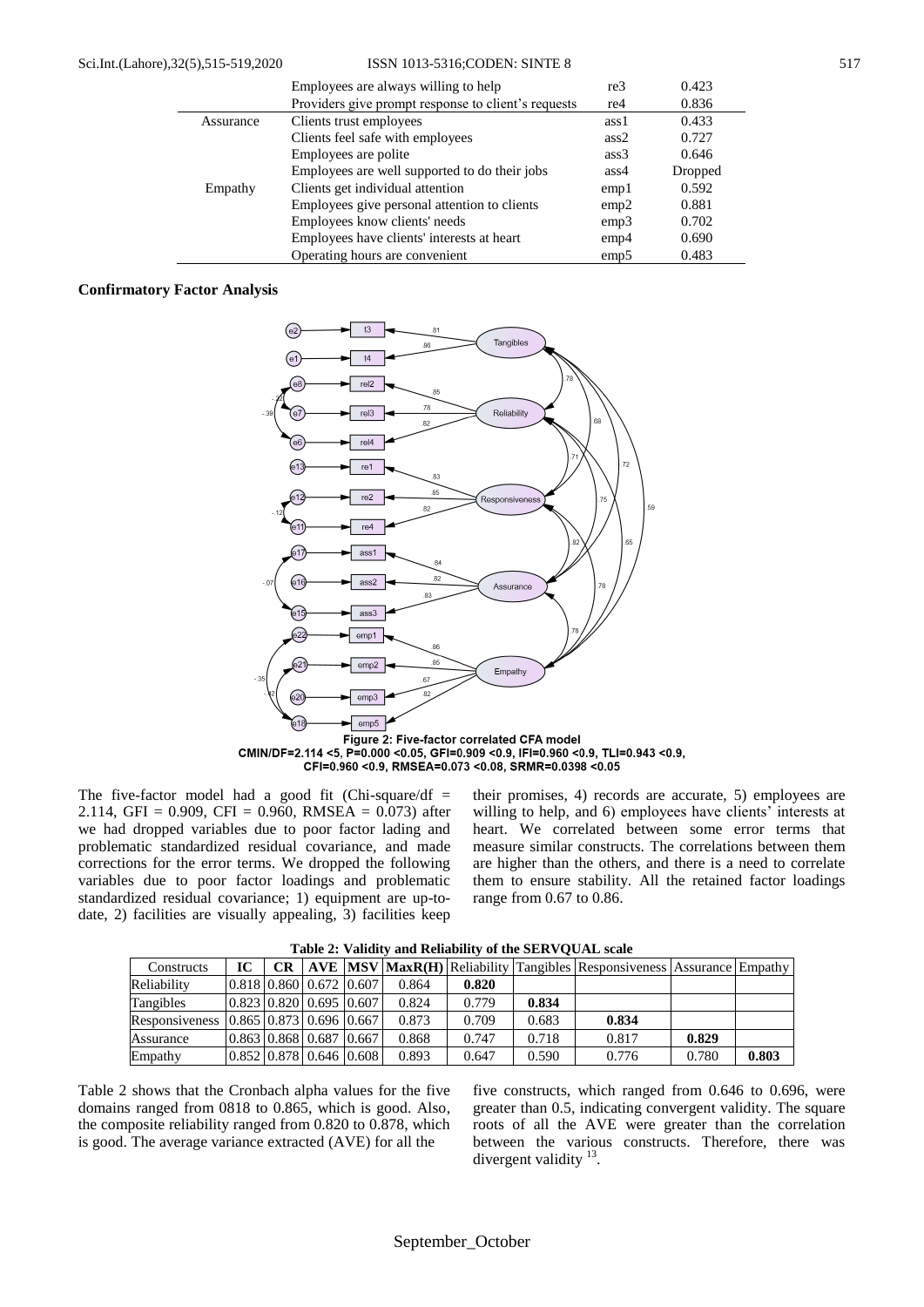| | Employees are always willing to help | re3 | 0.423 |
|---|---|---|---|
| | Providers give prompt response to client's requests | re4 | 0.836 |
| Assurance | Clients trust employees | ass1 | 0.433 |
| | Clients feel safe with employees | ass2 | 0.727 |
| | Employees are polite | ass3 | 0.646 |
| | Employees are well supported to do their jobs | ass4 | Dropped |
| Empathy | Clients get individual attention | emp1 | 0.592 |
| | Employees give personal attention to clients | emp2 | 0.881 |
| | Employees know clients' needs | emp3 | 0.702 |
| | Employees have clients' interests at heart | emp4 | 0.690 |
| | Operating hours are convenient | emp5 | 0.483 |

**Confirmatory Factor Analysis**

**Figure 2: Five-factor correlated CFA model**
**CMIN/DF=2.114 <5, P=0.000 <0.05, GFI=0.909 <0.9, IFI=0.960 <0.9, TLI=0.943 <0.9, CFI=0.960 <0.9, RMSEA=0.073 <0.08, SRMR=0.0398 <0.05**

The five-factor model had a good fit (Chi-square/df = 2.114, GFI = 0.909, CFI = 0.960, RMSEA = 0.073) after we had dropped variables due to poor factor lading and problematic standardized residual covariance, and made corrections for the error terms. We dropped the following variables due to poor factor loadings and problematic standardized residual covariance; 1) equipment are up-to-date, 2) facilities are visually appealing, 3) facilities keep their promises, 4) records are accurate, 5) employees are willing to help, and 6) employees have clients' interests at heart. We correlated between some error terms that measure similar constructs. The correlations between them are higher than the others, and there is a need to correlate them to ensure stability. All the retained factor loadings range from 0.67 to 0.86.

**Table 2: Validity and Reliability of the SERVQUAL scale**

| Constructs | IC | CR | AVE | MSV | MaxR(H) | Reliability | Tangibles | Responsiveness | Assurance | Empathy |
|---|---|---|---|---|---|---|---|---|---|---|
| Reliability | 0.818 | 0.860 | 0.672 | 0.607 | 0.864 | **0.820** | | | | |
| Tangibles | 0.823 | 0.820 | 0.695 | 0.607 | 0.824 | 0.779 | **0.834** | | | |
| Responsiveness | 0.865 | 0.873 | 0.696 | 0.667 | 0.873 | 0.709 | 0.683 | **0.834** | | |
| Assurance | 0.863 | 0.868 | 0.687 | 0.667 | 0.868 | 0.747 | 0.718 | 0.817 | **0.829** | |
| Empathy | 0.852 | 0.878 | 0.646 | 0.608 | 0.893 | 0.647 | 0.590 | 0.776 | 0.780 | **0.803** |

Table 2 shows that the Cronbach alpha values for the five domains ranged from 0818 to 0.865, which is good. Also, the composite reliability ranged from 0.820 to 0.878, which is good. The average variance extracted (AVE) for all the five constructs, which ranged from 0.646 to 0.696, were greater than 0.5, indicating convergent validity. The square roots of all the AVE were greater than the correlation between the various constructs. Therefore, there was divergent validity [13].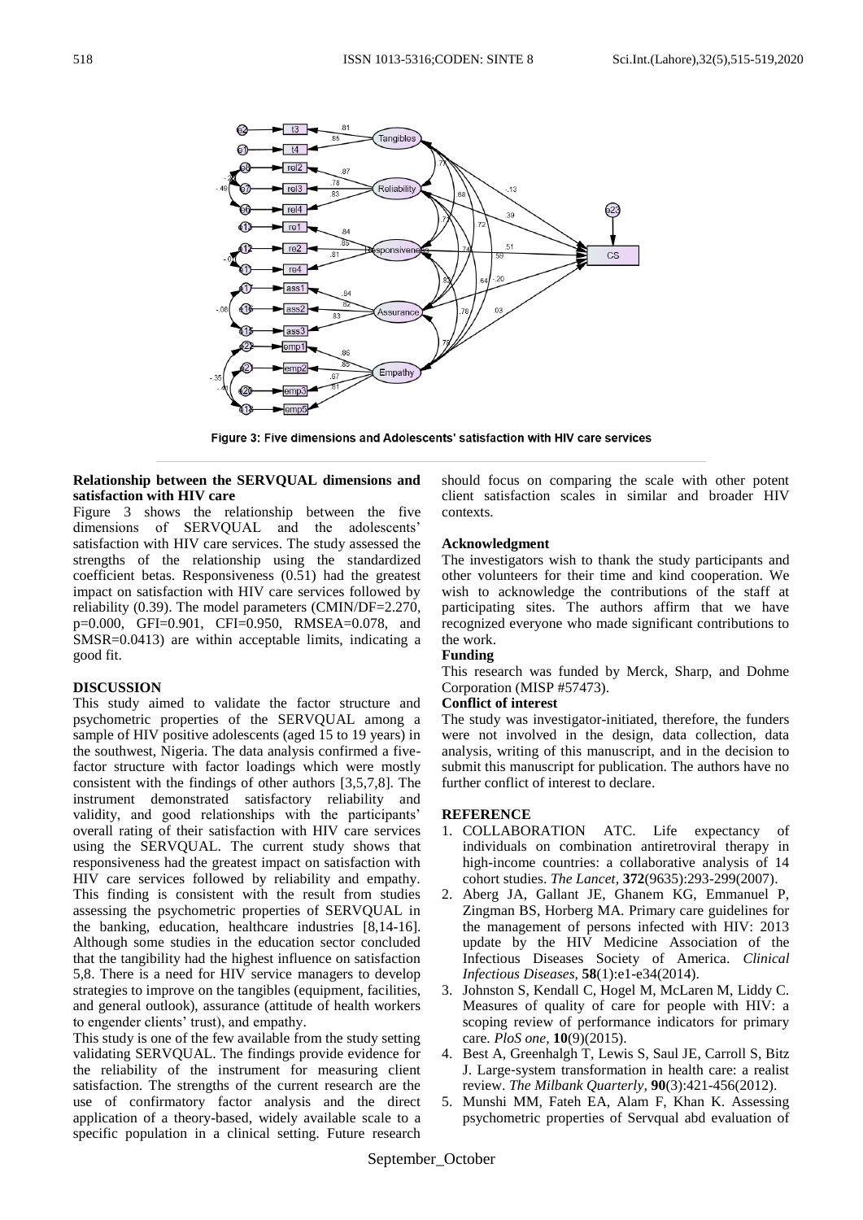Figure 3: Five dimensions and Adolescents' satisfaction with HIV care services

**Relationship between the SERVQUAL dimensions and satisfaction with HIV care**

Figure 3 shows the relationship between the five dimensions of SERVQUAL and the adolescents' satisfaction with HIV care services. The study assessed the strengths of the relationship using the standardized coefficient betas. Responsiveness (0.51) had the greatest impact on satisfaction with HIV care services followed by reliability (0.39). The model parameters (CMIN/DF=2.270, p=0.000, GFI=0.901, CFI=0.950, RMSEA=0.078, and SMSR=0.0413) are within acceptable limits, indicating a good fit.

**DISCUSSION**

This study aimed to validate the factor structure and psychometric properties of the SERVQUAL among a sample of HIV positive adolescents (aged 15 to 19 years) in the southwest, Nigeria. The data analysis confirmed a five-factor structure with factor loadings which were mostly consistent with the findings of other authors [3,5,7,8]. The instrument demonstrated satisfactory reliability and validity, and good relationships with the participants' overall rating of their satisfaction with HIV care services using the SERVQUAL. The current study shows that responsiveness had the greatest impact on satisfaction with HIV care services followed by reliability and empathy. This finding is consistent with the result from studies assessing the psychometric properties of SERVQUAL in the banking, education, healthcare industries [8,14-16]. Although some studies in the education sector concluded that the tangibility had the highest influence on satisfaction 5,8. There is a need for HIV service managers to develop strategies to improve on the tangibles (equipment, facilities, and general outlook), assurance (attitude of health workers to engender clients' trust), and empathy.

This study is one of the few available from the study setting validating SERVQUAL. The findings provide evidence for the reliability of the instrument for measuring client satisfaction. The strengths of the current research are the use of confirmatory factor analysis and the direct application of a theory-based, widely available scale to a specific population in a clinical setting. Future research should focus on comparing the scale with other potent client satisfaction scales in similar and broader HIV contexts.

**Acknowledgment**

The investigators wish to thank the study participants and other volunteers for their time and kind cooperation. We wish to acknowledge the contributions of the staff at participating sites. The authors affirm that we have recognized everyone who made significant contributions to the work.

**Funding**

This research was funded by Merck, Sharp, and Dohme Corporation (MISP #57473).

**Conflict of interest**

The study was investigator-initiated, therefore, the funders were not involved in the design, data collection, data analysis, writing of this manuscript, and in the decision to submit this manuscript for publication. The authors have no further conflict of interest to declare.

**REFERENCE**

1. COLLABORATION ATC. Life expectancy of individuals on combination antiretroviral therapy in high-income countries: a collaborative analysis of 14 cohort studies. *The Lancet,* **372**(9635):293-299(2007).
2. Aberg JA, Gallant JE, Ghanem KG, Emmanuel P, Zingman BS, Horberg MA. Primary care guidelines for the management of persons infected with HIV: 2013 update by the HIV Medicine Association of the Infectious Diseases Society of America. *Clinical Infectious Diseases,* **58**(1):e1-e34(2014).
3. Johnston S, Kendall C, Hogel M, McLaren M, Liddy C. Measures of quality of care for people with HIV: a scoping review of performance indicators for primary care. *PloS one,* **10**(9)(2015).
4. Best A, Greenhalgh T, Lewis S, Saul JE, Carroll S, Bitz J. Large-system transformation in health care: a realist review. *The Milbank Quarterly,* **90**(3):421-456(2012).
5. Munshi MM, Fateh EA, Alam F, Khan K. Assessing psychometric properties of Servqual abd evaluation of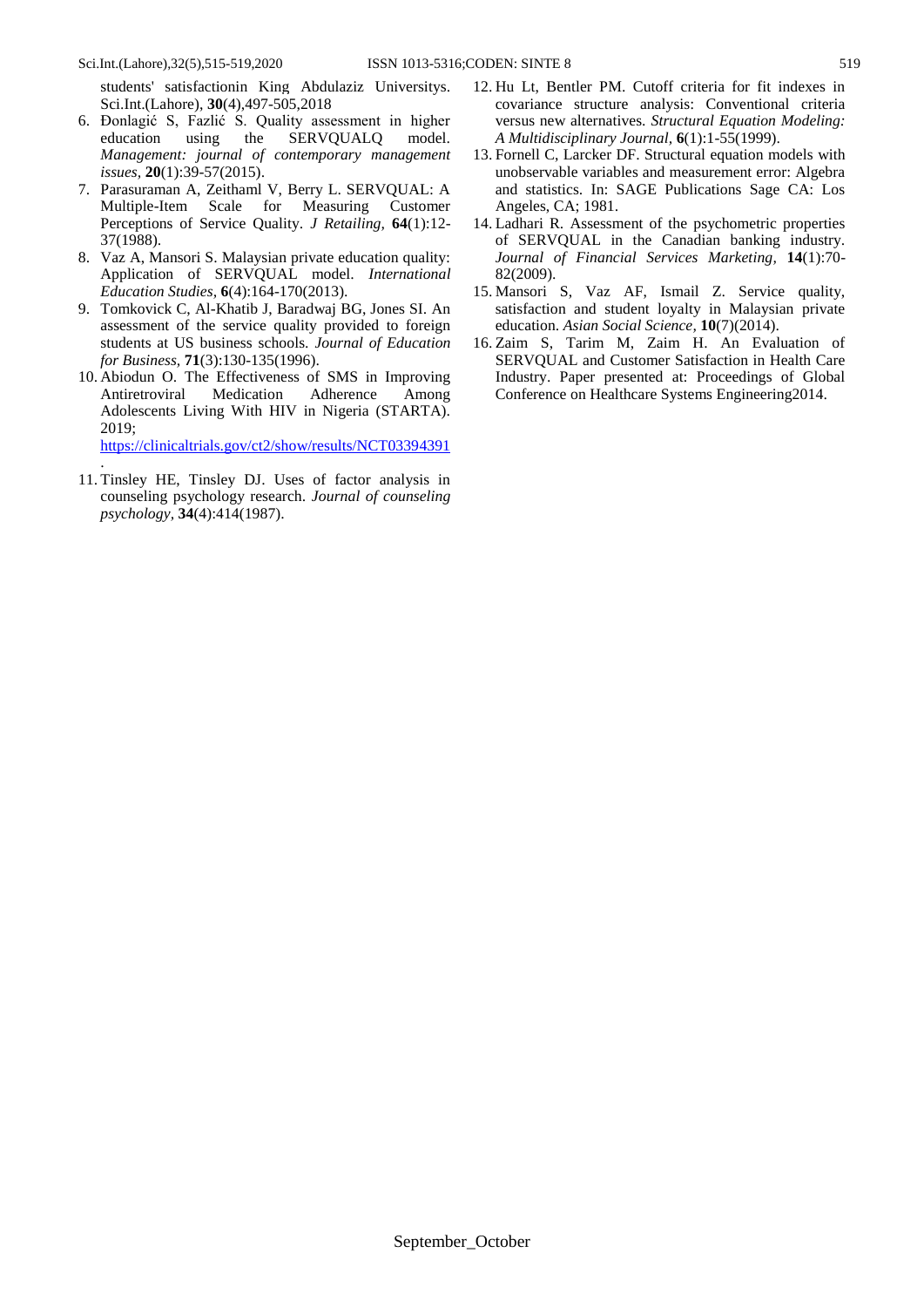students' satisfactionin King Abdulaziz Universitys. Sci.Int.(Lahore), **30**(4),497-505,2018

6. Đonlagić S, Fazlić S. Quality assessment in higher education using the SERVQUALQ model. *Management: journal of contemporary management issues,* **20**(1):39-57(2015).
7. Parasuraman A, Zeithaml V, Berry L. SERVQUAL: A Multiple-Item Scale for Measuring Customer Perceptions of Service Quality. *J Retailing,* **64**(1):12-37(1988).
8. Vaz A, Mansori S. Malaysian private education quality: Application of SERVQUAL model. *International Education Studies,* **6**(4):164-170(2013).
9. Tomkovick C, Al-Khatib J, Baradwaj BG, Jones SI. An assessment of the service quality provided to foreign students at US business schools. *Journal of Education for Business,* **71**(3):130-135(1996).
10. Abiodun O. The Effectiveness of SMS in Improving Antiretroviral Medication Adherence Among Adolescents Living With HIV in Nigeria (STARTA). 2019; https://clinicaltrials.gov/ct2/show/results/NCT03394391 .
11. Tinsley HE, Tinsley DJ. Uses of factor analysis in counseling psychology research. *Journal of counseling psychology,* **34**(4):414(1987).
12. Hu Lt, Bentler PM. Cutoff criteria for fit indexes in covariance structure analysis: Conventional criteria versus new alternatives. *Structural Equation Modeling: A Multidisciplinary Journal,* **6**(1):1-55(1999).
13. Fornell C, Larcker DF. Structural equation models with unobservable variables and measurement error: Algebra and statistics. In: SAGE Publications Sage CA: Los Angeles, CA; 1981.
14. Ladhari R. Assessment of the psychometric properties of SERVQUAL in the Canadian banking industry. *Journal of Financial Services Marketing,* **14**(1):70-82(2009).
15. Mansori S, Vaz AF, Ismail Z. Service quality, satisfaction and student loyalty in Malaysian private education. *Asian Social Science,* **10**(7)(2014).
16. Zaim S, Tarim M, Zaim H. An Evaluation of SERVQUAL and Customer Satisfaction in Health Care Industry. Paper presented at: Proceedings of Global Conference on Healthcare Systems Engineering2014.